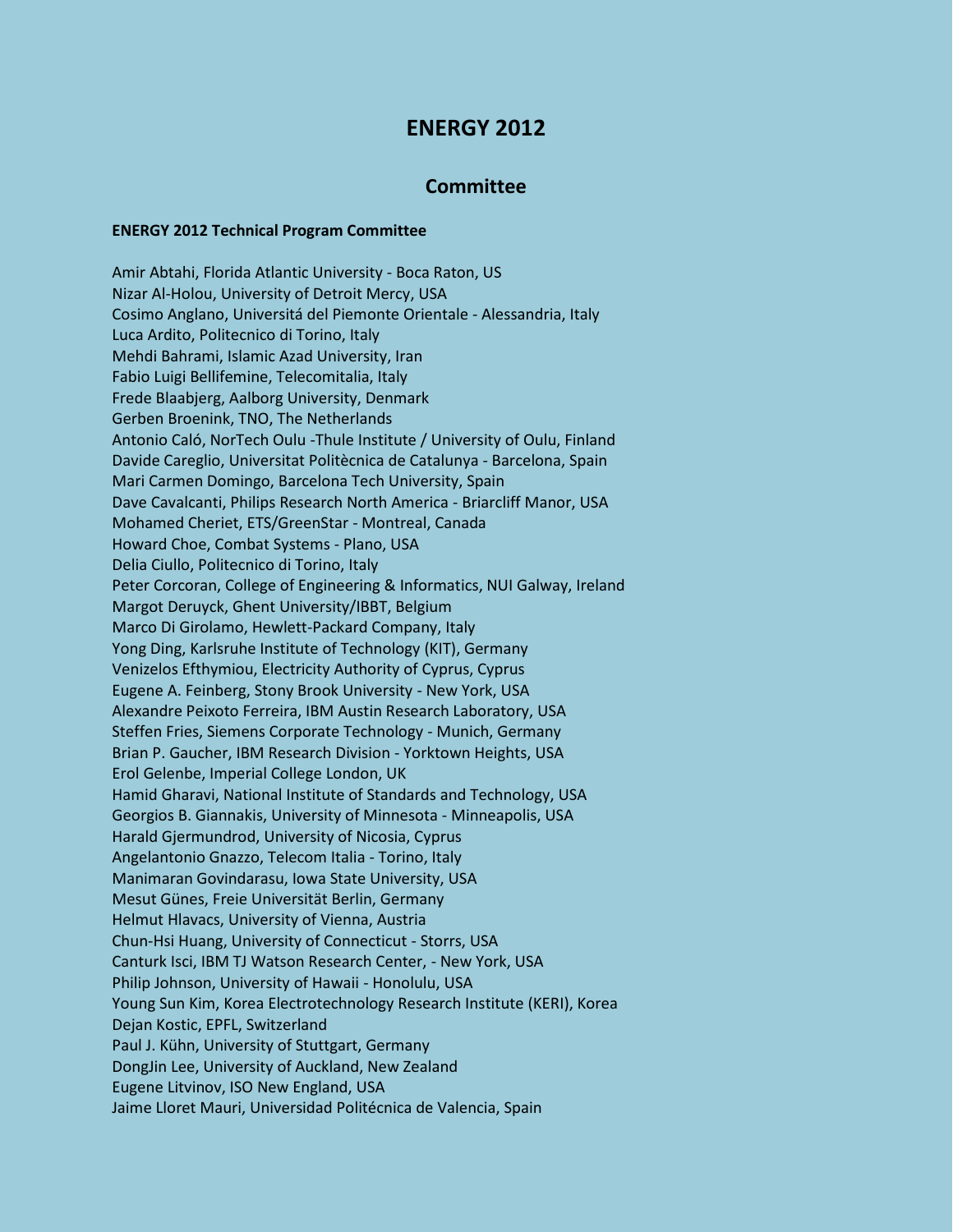# ENERGY 2012

## Committee

**ENERGY 2012 Technical Program Committee**

Amir Abtahi, Florida Atlantic University - Boca Raton, US
Nizar Al-Holou, University of Detroit Mercy, USA
Cosimo Anglano, Universitá del Piemonte Orientale - Alessandria, Italy
Luca Ardito, Politecnico di Torino, Italy
Mehdi Bahrami, Islamic Azad University, Iran
Fabio Luigi Bellifemine, Telecomitalia, Italy
Frede Blaabjerg, Aalborg University, Denmark
Gerben Broenink, TNO, The Netherlands
Antonio Caló, NorTech Oulu -Thule Institute / University of Oulu, Finland
Davide Careglio, Universitat Politècnica de Catalunya - Barcelona, Spain
Mari Carmen Domingo, Barcelona Tech University, Spain
Dave Cavalcanti, Philips Research North America - Briarcliff Manor, USA
Mohamed Cheriet, ETS/GreenStar - Montreal, Canada
Howard Choe, Combat Systems - Plano, USA
Delia Ciullo, Politecnico di Torino, Italy
Peter Corcoran, College of Engineering & Informatics, NUI Galway, Ireland
Margot Deruyck, Ghent University/IBBT, Belgium
Marco Di Girolamo, Hewlett-Packard Company, Italy
Yong Ding, Karlsruhe Institute of Technology (KIT), Germany
Venizelos Efthymiou, Electricity Authority of Cyprus, Cyprus
Eugene A. Feinberg, Stony Brook University - New York, USA
Alexandre Peixoto Ferreira, IBM Austin Research Laboratory, USA
Steffen Fries, Siemens Corporate Technology - Munich, Germany
Brian P. Gaucher, IBM Research Division - Yorktown Heights, USA
Erol Gelenbe, Imperial College London, UK
Hamid Gharavi, National Institute of Standards and Technology, USA
Georgios B. Giannakis, University of Minnesota - Minneapolis, USA
Harald Gjermundrod, University of Nicosia, Cyprus
Angelantonio Gnazzo, Telecom Italia - Torino, Italy
Manimaran Govindarasu, Iowa State University, USA
Mesut Günes, Freie Universität Berlin, Germany
Helmut Hlavacs, University of Vienna, Austria
Chun-Hsi Huang, University of Connecticut - Storrs, USA
Canturk Isci, IBM TJ Watson Research Center, - New York, USA
Philip Johnson, University of Hawaii - Honolulu, USA
Young Sun Kim, Korea Electrotechnology Research Institute (KERI), Korea
Dejan Kostic, EPFL, Switzerland
Paul J. Kühn, University of Stuttgart, Germany
DongJin Lee, University of Auckland, New Zealand
Eugene Litvinov, ISO New England, USA
Jaime Lloret Mauri, Universidad Politécnica de Valencia, Spain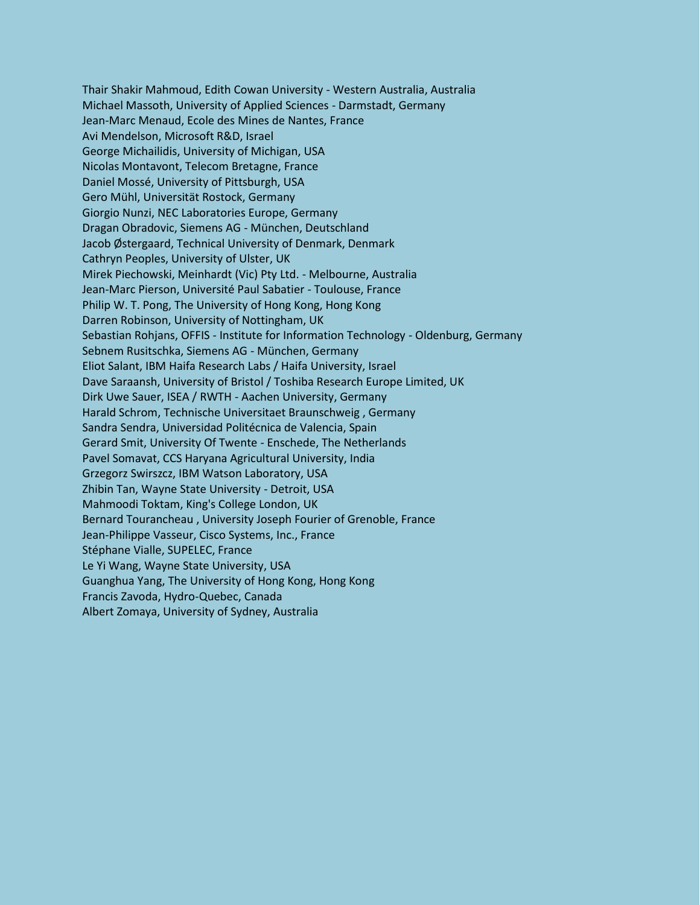Thair Shakir Mahmoud, Edith Cowan University - Western Australia, Australia
Michael Massoth, University of Applied Sciences - Darmstadt, Germany
Jean-Marc Menaud, Ecole des Mines de Nantes, France
Avi Mendelson, Microsoft R&D, Israel
George Michailidis, University of Michigan, USA
Nicolas Montavont, Telecom Bretagne, France
Daniel Mossé, University of Pittsburgh, USA
Gero Mühl, Universität Rostock, Germany
Giorgio Nunzi, NEC Laboratories Europe, Germany
Dragan Obradovic, Siemens AG - München, Deutschland
Jacob Østergaard, Technical University of Denmark, Denmark
Cathryn Peoples, University of Ulster, UK
Mirek Piechowski, Meinhardt (Vic) Pty Ltd. - Melbourne, Australia
Jean-Marc Pierson, Université Paul Sabatier - Toulouse, France
Philip W. T. Pong, The University of Hong Kong, Hong Kong
Darren Robinson, University of Nottingham, UK
Sebastian Rohjans, OFFIS - Institute for Information Technology - Oldenburg, Germany
Sebnem Rusitschka, Siemens AG - München, Germany
Eliot Salant, IBM Haifa Research Labs / Haifa University, Israel
Dave Saraansh, University of Bristol / Toshiba Research Europe Limited, UK
Dirk Uwe Sauer, ISEA / RWTH - Aachen University, Germany
Harald Schrom, Technische Universitaet Braunschweig , Germany
Sandra Sendra, Universidad Politécnica de Valencia, Spain
Gerard Smit, University Of Twente - Enschede, The Netherlands
Pavel Somavat, CCS Haryana Agricultural University, India
Grzegorz Swirszcz, IBM Watson Laboratory, USA
Zhibin Tan, Wayne State University - Detroit, USA
Mahmoodi Toktam, King's College London, UK
Bernard Tourancheau , University Joseph Fourier of Grenoble, France
Jean-Philippe Vasseur, Cisco Systems, Inc., France
Stéphane Vialle, SUPELEC, France
Le Yi Wang, Wayne State University, USA
Guanghua Yang, The University of Hong Kong, Hong Kong
Francis Zavoda, Hydro-Quebec, Canada
Albert Zomaya, University of Sydney, Australia